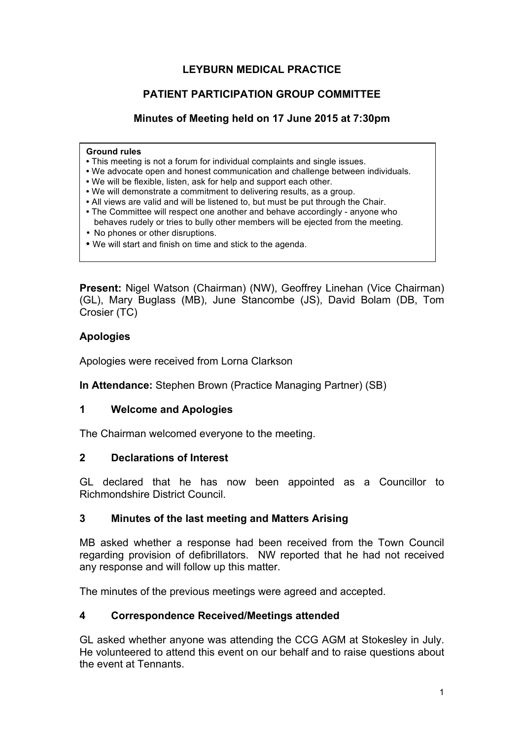# LEYBURN MEDICAL PRACTICE

## PATIENT PARTICIPATION GROUP COMMITTEE

### Minutes of Meeting held on 17 June 2015 at 7:30pm

**Ground rules**
- This meeting is not a forum for individual complaints and single issues.
- We advocate open and honest communication and challenge between individuals.
- We will be flexible, listen, ask for help and support each other.
- We will demonstrate a commitment to delivering results, as a group.
- All views are valid and will be listened to, but must be put through the Chair.
- The Committee will respect one another and behave accordingly - anyone who behaves rudely or tries to bully other members will be ejected from the meeting.
- No phones or other disruptions.
- We will start and finish on time and stick to the agenda.

**Present:** Nigel Watson (Chairman) (NW), Geoffrey Linehan (Vice Chairman) (GL), Mary Buglass (MB), June Stancombe (JS), David Bolam (DB, Tom Crosier (TC)

**Apologies**

Apologies were received from Lorna Clarkson

**In Attendance:** Stephen Brown (Practice Managing Partner) (SB)

**1 Welcome and Apologies**

The Chairman welcomed everyone to the meeting.

**2 Declarations of Interest**

GL declared that he has now been appointed as a Councillor to Richmondshire District Council.

**3 Minutes of the last meeting and Matters Arising**

MB asked whether a response had been received from the Town Council regarding provision of defibrillators. NW reported that he had not received any response and will follow up this matter.

The minutes of the previous meetings were agreed and accepted.

**4 Correspondence Received/Meetings attended**

GL asked whether anyone was attending the CCG AGM at Stokesley in July. He volunteered to attend this event on our behalf and to raise questions about the event at Tennants.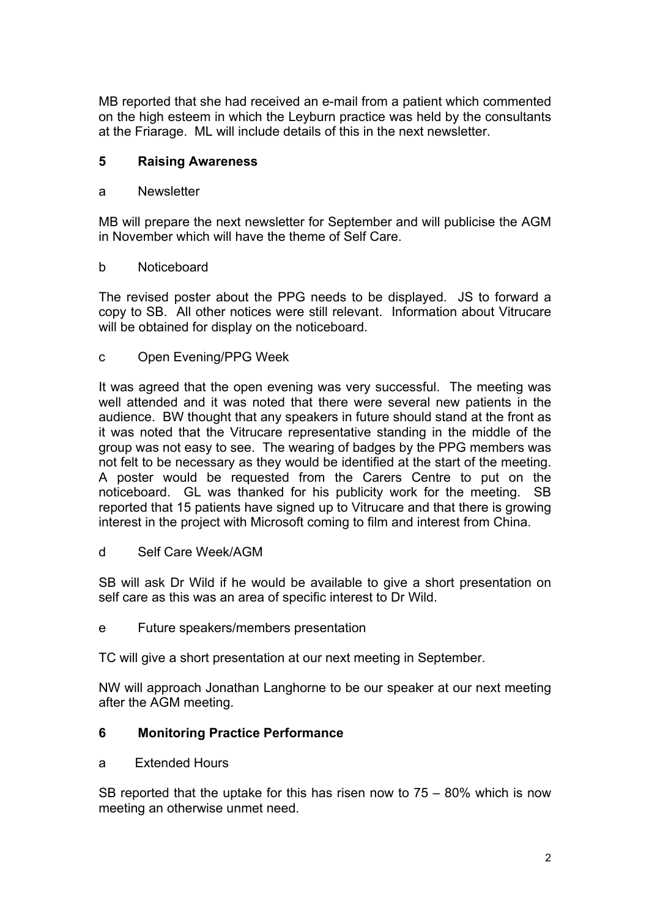MB reported that she had received an e-mail from a patient which commented on the high esteem in which the Leyburn practice was held by the consultants at the Friarage. ML will include details of this in the next newsletter.

## 5 Raising Awareness

### a Newsletter

MB will prepare the next newsletter for September and will publicise the AGM in November which will have the theme of Self Care.

### b Noticeboard

The revised poster about the PPG needs to be displayed. JS to forward a copy to SB. All other notices were still relevant. Information about Vitrucare will be obtained for display on the noticeboard.

### c Open Evening/PPG Week

It was agreed that the open evening was very successful. The meeting was well attended and it was noted that there were several new patients in the audience. BW thought that any speakers in future should stand at the front as it was noted that the Vitrucare representative standing in the middle of the group was not easy to see. The wearing of badges by the PPG members was not felt to be necessary as they would be identified at the start of the meeting. A poster would be requested from the Carers Centre to put on the noticeboard. GL was thanked for his publicity work for the meeting. SB reported that 15 patients have signed up to Vitrucare and that there is growing interest in the project with Microsoft coming to film and interest from China.

### d Self Care Week/AGM

SB will ask Dr Wild if he would be available to give a short presentation on self care as this was an area of specific interest to Dr Wild.

### e Future speakers/members presentation

TC will give a short presentation at our next meeting in September.

NW will approach Jonathan Langhorne to be our speaker at our next meeting after the AGM meeting.

## 6 Monitoring Practice Performance

### a Extended Hours

SB reported that the uptake for this has risen now to 75 – 80% which is now meeting an otherwise unmet need.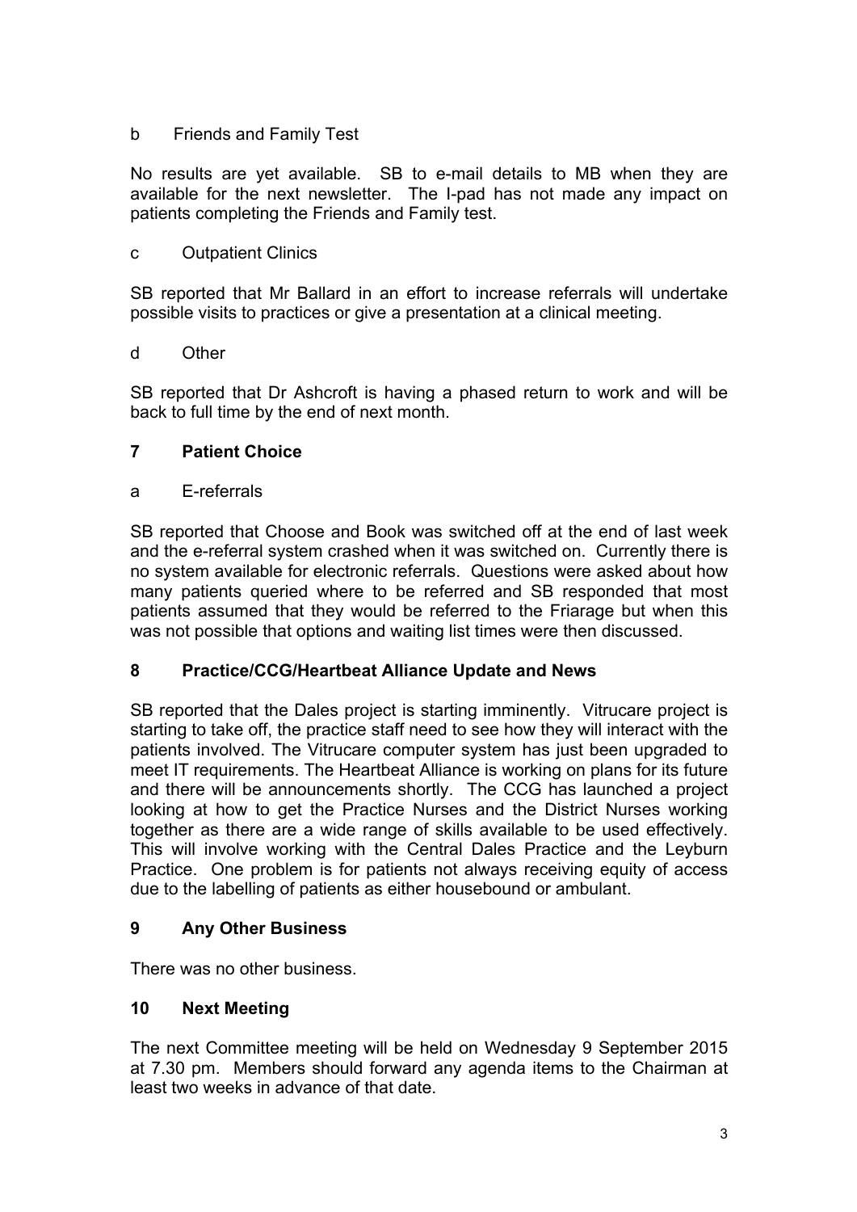b Friends and Family Test

No results are yet available. SB to e-mail details to MB when they are available for the next newsletter. The I-pad has not made any impact on patients completing the Friends and Family test.

c Outpatient Clinics

SB reported that Mr Ballard in an effort to increase referrals will undertake possible visits to practices or give a presentation at a clinical meeting.

d Other

SB reported that Dr Ashcroft is having a phased return to work and will be back to full time by the end of next month.

## 7 Patient Choice

a E-referrals

SB reported that Choose and Book was switched off at the end of last week and the e-referral system crashed when it was switched on. Currently there is no system available for electronic referrals. Questions were asked about how many patients queried where to be referred and SB responded that most patients assumed that they would be referred to the Friarage but when this was not possible that options and waiting list times were then discussed.

## 8 Practice/CCG/Heartbeat Alliance Update and News

SB reported that the Dales project is starting imminently. Vitrucare project is starting to take off, the practice staff need to see how they will interact with the patients involved. The Vitrucare computer system has just been upgraded to meet IT requirements. The Heartbeat Alliance is working on plans for its future and there will be announcements shortly. The CCG has launched a project looking at how to get the Practice Nurses and the District Nurses working together as there are a wide range of skills available to be used effectively. This will involve working with the Central Dales Practice and the Leyburn Practice. One problem is for patients not always receiving equity of access due to the labelling of patients as either housebound or ambulant.

## 9 Any Other Business

There was no other business.

## 10 Next Meeting

The next Committee meeting will be held on Wednesday 9 September 2015 at 7.30 pm. Members should forward any agenda items to the Chairman at least two weeks in advance of that date.